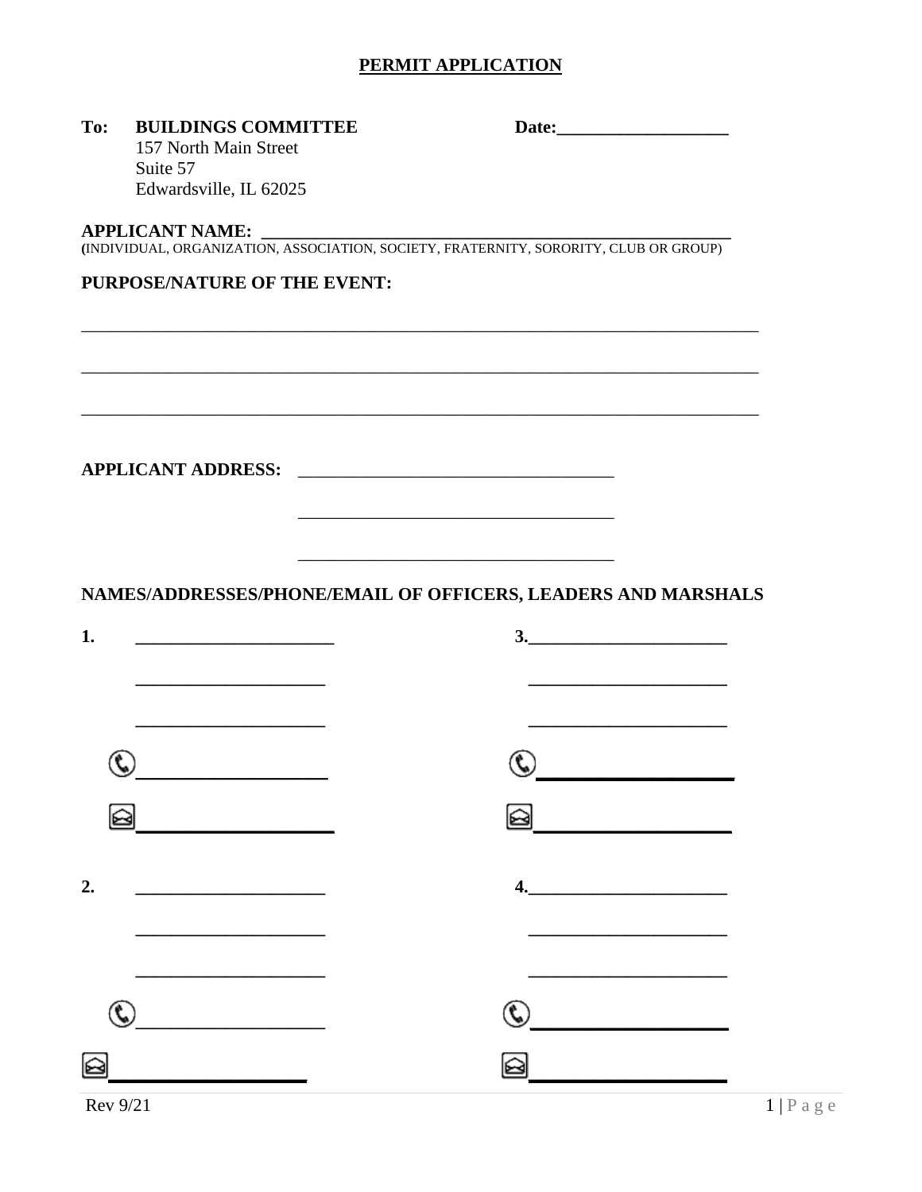# PERMIT APPLICATION

**To: BUILDINGS COMMITTEE**
157 North Main Street
Suite 57
Edwardsville, IL 62025

**Date:**____________________

**APPLICANT NAME:** ______________________________________________________
(INDIVIDUAL, ORGANIZATION, ASSOCIATION, SOCIETY, FRATERNITY, SORORITY, CLUB OR GROUP)

**PURPOSE/NATURE OF THE EVENT:**

_______________________________________________________________________________

_______________________________________________________________________________

_______________________________________________________________________________

**APPLICANT ADDRESS:** ____________________________________

____________________________________

____________________________________

**NAMES/ADDRESSES/PHONE/EMAIL OF OFFICERS, LEADERS AND MARSHALS**

**1.** ______________________

______________________

______________________

Phone: ______________________

Email: ______________________

**2.** ______________________

______________________

______________________

Phone: ______________________

Email: ______________________

**3.** ______________________

______________________

______________________

Phone: ______________________

Email: ______________________

**4.** ______________________

______________________

______________________

Phone: ______________________

Email: ______________________

Rev 9/21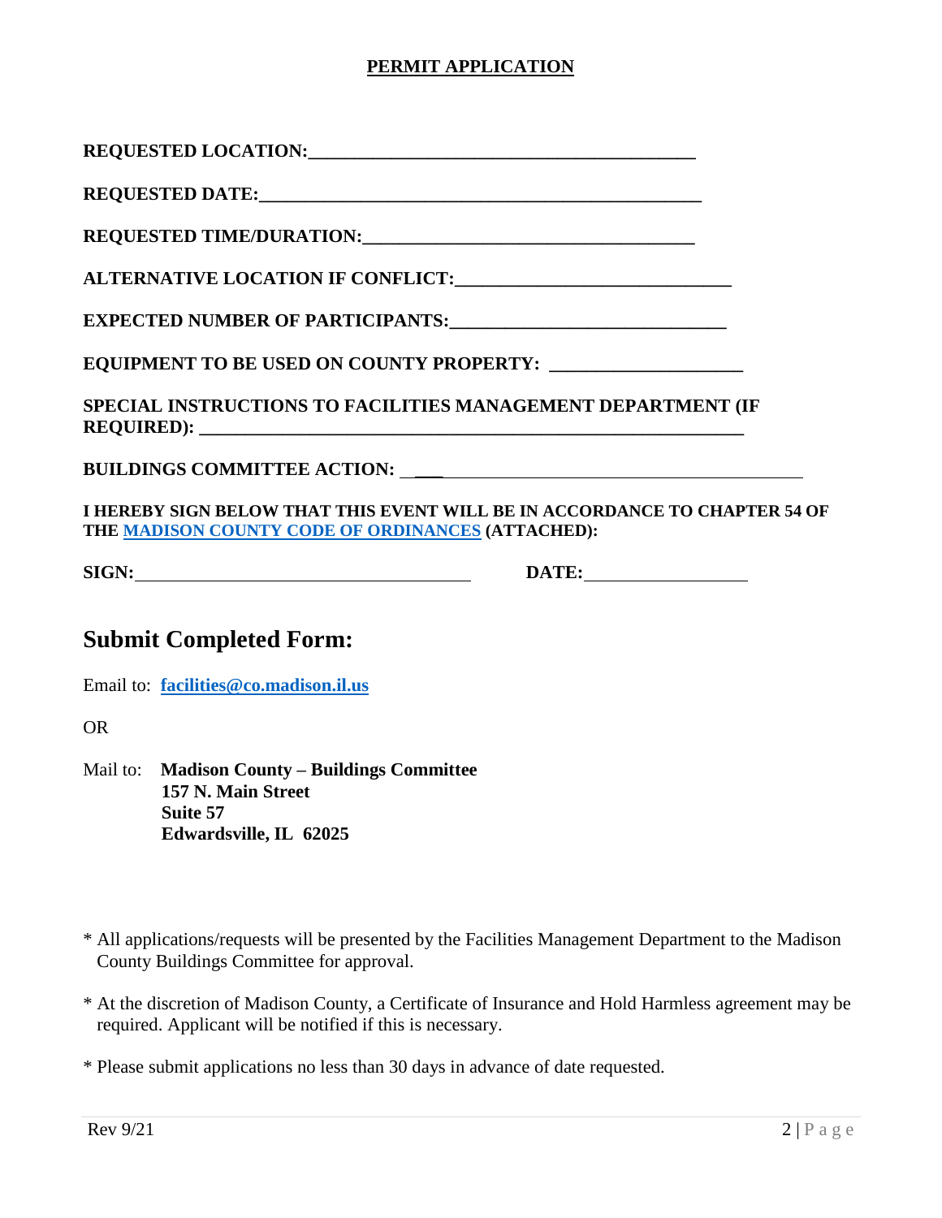## PERMIT APPLICATION

**REQUESTED LOCATION:**___________________________________________

**REQUESTED DATE:**_________________________________________________

**REQUESTED TIME/DURATION:**_____________________________________

**ALTERNATIVE LOCATION IF CONFLICT:**_____________________________

**EXPECTED NUMBER OF PARTICIPANTS:**_____________________________

**EQUIPMENT TO BE USED ON COUNTY PROPERTY:** _____________________

**SPECIAL INSTRUCTIONS TO FACILITIES MANAGEMENT DEPARTMENT (IF REQUIRED):** ______________________________________________________________

**BUILDINGS COMMITTEE ACTION:** ___________________________________________

**I HEREBY SIGN BELOW THAT THIS EVENT WILL BE IN ACCORDANCE TO CHAPTER 54 OF THE MADISON COUNTY CODE OF ORDINANCES (ATTACHED):**

**SIGN:**_____________________________________ **DATE:**__________________

## Submit Completed Form:

Email to: **facilities@co.madison.il.us**

OR

Mail to: **Madison County – Buildings Committee**
**157 N. Main Street**
**Suite 57**
**Edwardsville, IL 62025**

* All applications/requests will be presented by the Facilities Management Department to the Madison County Buildings Committee for approval.

* At the discretion of Madison County, a Certificate of Insurance and Hold Harmless agreement may be required. Applicant will be notified if this is necessary.

* Please submit applications no less than 30 days in advance of date requested.

Rev 9/21